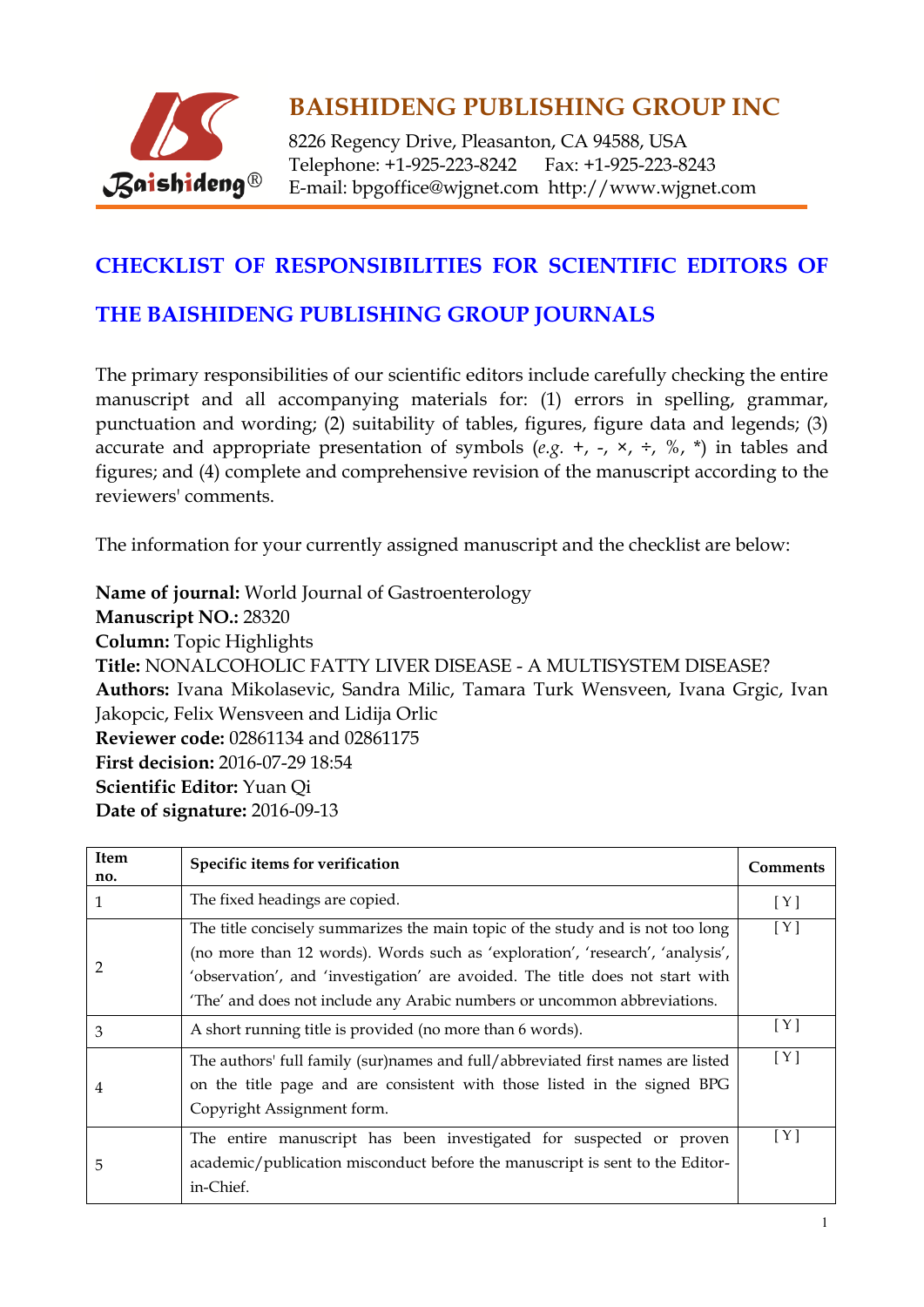# BAISHIDENG PUBLISHING GROUP INC

8226 Regency Drive, Pleasanton, CA 94588, USA
Telephone: +1-925-223-8242 Fax: +1-925-223-8243
E-mail: bpgoffice@wjgnet.com http://www.wjgnet.com

## CHECKLIST OF RESPONSIBILITIES FOR SCIENTIFIC EDITORS OF THE BAISHIDENG PUBLISHING GROUP JOURNALS

The primary responsibilities of our scientific editors include carefully checking the entire manuscript and all accompanying materials for: (1) errors in spelling, grammar, punctuation and wording; (2) suitability of tables, figures, figure data and legends; (3) accurate and appropriate presentation of symbols (*e.g.* +, -, ×, ÷, %, *) in tables and figures; and (4) complete and comprehensive revision of the manuscript according to the reviewers' comments.

The information for your currently assigned manuscript and the checklist are below:

**Name of journal:** World Journal of Gastroenterology
**Manuscript NO.:** 28320
**Column:** Topic Highlights
**Title:** NONALCOHOLIC FATTY LIVER DISEASE - A MULTISYSTEM DISEASE?
**Authors:** Ivana Mikolasevic, Sandra Milic, Tamara Turk Wensveen, Ivana Grgic, Ivan Jakopcic, Felix Wensveen and Lidija Orlic
**Reviewer code:** 02861134 and 02861175
**First decision:** 2016-07-29 18:54
**Scientific Editor:** Yuan Qi
**Date of signature:** 2016-09-13

| Item no. | Specific items for verification | Comments |
|---|---|---|
| 1 | The fixed headings are copied. | [ Y ] |
| 2 | The title concisely summarizes the main topic of the study and is not too long (no more than 12 words). Words such as 'exploration', 'research', 'analysis', 'observation', and 'investigation' are avoided. The title does not start with 'The' and does not include any Arabic numbers or uncommon abbreviations. | [ Y ] |
| 3 | A short running title is provided (no more than 6 words). | [ Y ] |
| 4 | The authors' full family (sur)names and full/abbreviated first names are listed on the title page and are consistent with those listed in the signed BPG Copyright Assignment form. | [ Y ] |
| 5 | The entire manuscript has been investigated for suspected or proven academic/publication misconduct before the manuscript is sent to the Editor-in-Chief. | [ Y ] |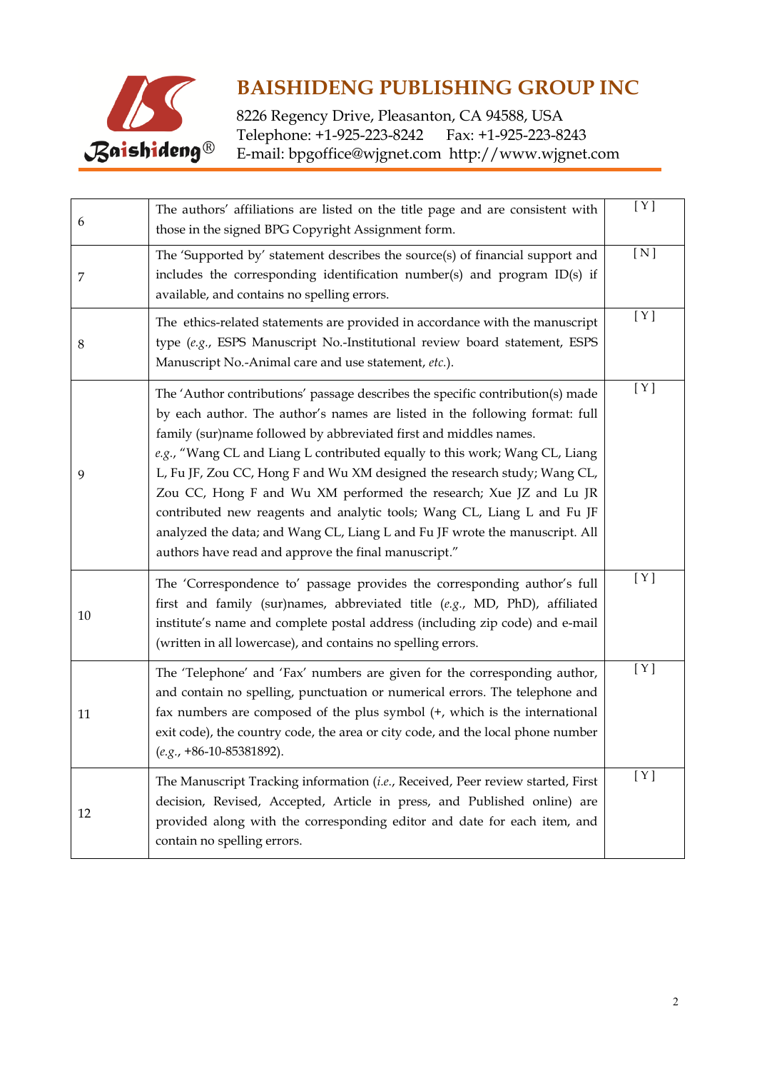| | | |
|---|---|---|
| 6 | The authors' affiliations are listed on the title page and are consistent with those in the signed BPG Copyright Assignment form. | [ Y ] |
| 7 | The 'Supported by' statement describes the source(s) of financial support and includes the corresponding identification number(s) and program ID(s) if available, and contains no spelling errors. | [ N ] |
| 8 | The ethics-related statements are provided in accordance with the manuscript type (*e.g.*, ESPS Manuscript No.-Institutional review board statement, ESPS Manuscript No.-Animal care and use statement, *etc.*). | [ Y ] |
| 9 | The 'Author contributions' passage describes the specific contribution(s) made by each author. The author's names are listed in the following format: full family (sur)name followed by abbreviated first and middles names. *e.g.*, "Wang CL and Liang L contributed equally to this work; Wang CL, Liang L, Fu JF, Zou CC, Hong F and Wu XM designed the research study; Wang CL, Zou CC, Hong F and Wu XM performed the research; Xue JZ and Lu JR contributed new reagents and analytic tools; Wang CL, Liang L and Fu JF analyzed the data; and Wang CL, Liang L and Fu JF wrote the manuscript. All authors have read and approve the final manuscript." | [ Y ] |
| 10 | The 'Correspondence to' passage provides the corresponding author's full first and family (sur)names, abbreviated title (*e.g.*, MD, PhD), affiliated institute's name and complete postal address (including zip code) and e-mail (written in all lowercase), and contains no spelling errors. | [ Y ] |
| 11 | The 'Telephone' and 'Fax' numbers are given for the corresponding author, and contain no spelling, punctuation or numerical errors. The telephone and fax numbers are composed of the plus symbol (+, which is the international exit code), the country code, the area or city code, and the local phone number (*e.g.*, +86-10-85381892). | [ Y ] |
| 12 | The Manuscript Tracking information (*i.e.*, Received, Peer review started, First decision, Revised, Accepted, Article in press, and Published online) are provided along with the corresponding editor and date for each item, and contain no spelling errors. | [ Y ] |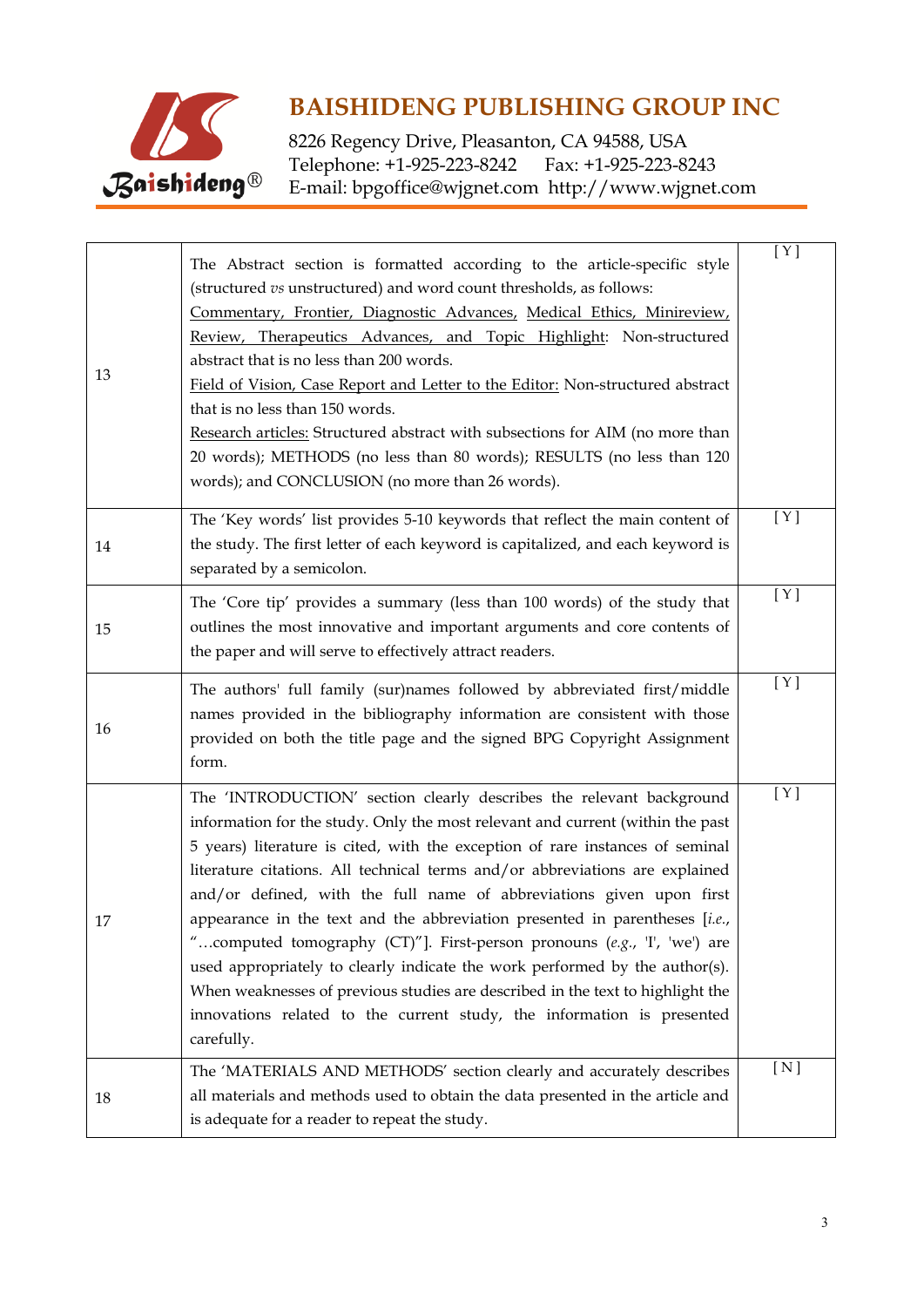| | | |
|---|---|---|
| 13 | The Abstract section is formatted according to the article-specific style (structured *vs* unstructured) and word count thresholds, as follows: <br>Commentary, Frontier, Diagnostic Advances, Medical Ethics, Minireview, Review, Therapeutics Advances, and Topic Highlight: Non-structured abstract that is no less than 200 words. <br>Field of Vision, Case Report and Letter to the Editor: Non-structured abstract that is no less than 150 words. <br>Research articles: Structured abstract with subsections for AIM (no more than 20 words); METHODS (no less than 80 words); RESULTS (no less than 120 words); and CONCLUSION (no more than 26 words). | [ Y ] |
| 14 | The 'Key words' list provides 5-10 keywords that reflect the main content of the study. The first letter of each keyword is capitalized, and each keyword is separated by a semicolon. | [ Y ] |
| 15 | The 'Core tip' provides a summary (less than 100 words) of the study that outlines the most innovative and important arguments and core contents of the paper and will serve to effectively attract readers. | [ Y ] |
| 16 | The authors' full family (sur)names followed by abbreviated first/middle names provided in the bibliography information are consistent with those provided on both the title page and the signed BPG Copyright Assignment form. | [ Y ] |
| 17 | The 'INTRODUCTION' section clearly describes the relevant background information for the study. Only the most relevant and current (within the past 5 years) literature is cited, with the exception of rare instances of seminal literature citations. All technical terms and/or abbreviations are explained and/or defined, with the full name of abbreviations given upon first appearance in the text and the abbreviation presented in parentheses [*i.e.*, "…computed tomography (CT)"]. First-person pronouns (*e.g.*, 'I', 'we') are used appropriately to clearly indicate the work performed by the author(s). When weaknesses of previous studies are described in the text to highlight the innovations related to the current study, the information is presented carefully. | [ Y ] |
| 18 | The 'MATERIALS AND METHODS' section clearly and accurately describes all materials and methods used to obtain the data presented in the article and is adequate for a reader to repeat the study. | [ N ] |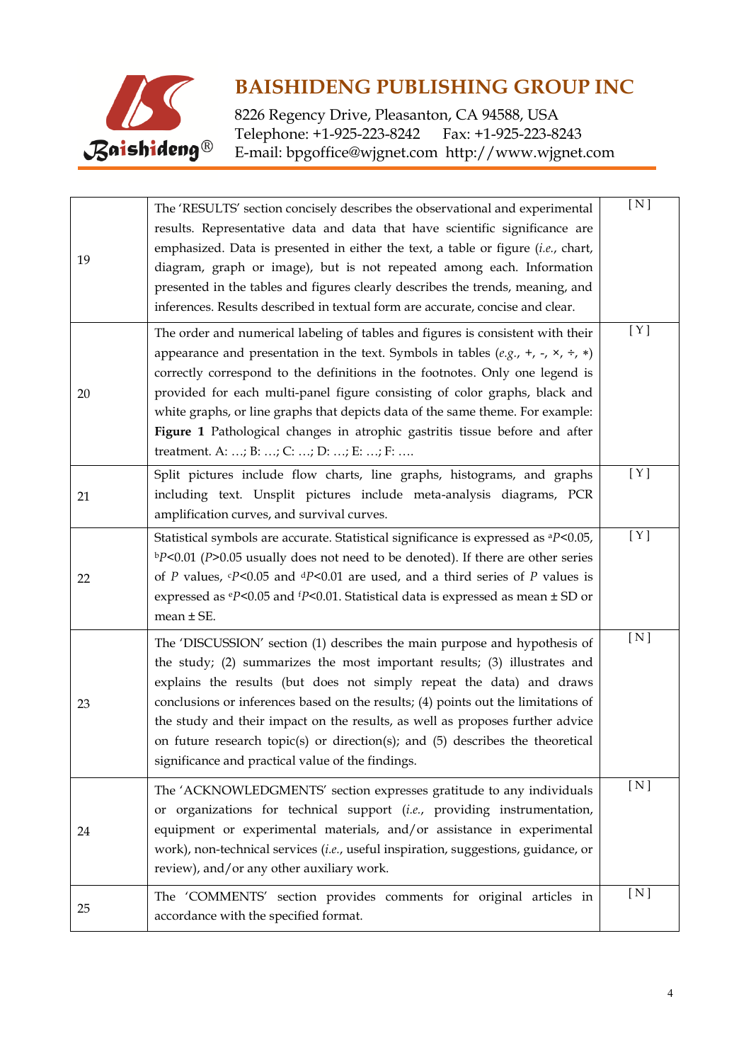| | | |
|---|---|---|
| 19 | The 'RESULTS' section concisely describes the observational and experimental results. Representative data and data that have scientific significance are emphasized. Data is presented in either the text, a table or figure (*i.e.*, chart, diagram, graph or image), but is not repeated among each. Information presented in the tables and figures clearly describes the trends, meaning, and inferences. Results described in textual form are accurate, concise and clear. | [N] |
| 20 | The order and numerical labeling of tables and figures is consistent with their appearance and presentation in the text. Symbols in tables (*e.g.*, +, -, ×, ÷, *) correctly correspond to the definitions in the footnotes. Only one legend is provided for each multi-panel figure consisting of color graphs, black and white graphs, or line graphs that depicts data of the same theme. For example: **Figure 1** Pathological changes in atrophic gastritis tissue before and after treatment. A: …; B: …; C: …; D: …; E: …; F: …. | [Y] |
| 21 | Split pictures include flow charts, line graphs, histograms, and graphs including text. Unsplit pictures include meta-analysis diagrams, PCR amplification curves, and survival curves. | [Y] |
| 22 | Statistical symbols are accurate. Statistical significance is expressed as $^aP<0.05$, $^bP<0.01$ ($P>0.05$ usually does not need to be denoted). If there are other series of $P$ values, $^cP<0.05$ and $^dP<0.01$ are used, and a third series of $P$ values is expressed as $^eP<0.05$ and $^fP<0.01$. Statistical data is expressed as mean ± SD or mean ± SE. | [Y] |
| 23 | The 'DISCUSSION' section (1) describes the main purpose and hypothesis of the study; (2) summarizes the most important results; (3) illustrates and explains the results (but does not simply repeat the data) and draws conclusions or inferences based on the results; (4) points out the limitations of the study and their impact on the results, as well as proposes further advice on future research topic(s) or direction(s); and (5) describes the theoretical significance and practical value of the findings. | [N] |
| 24 | The 'ACKNOWLEDGMENTS' section expresses gratitude to any individuals or organizations for technical support (*i.e.*, providing instrumentation, equipment or experimental materials, and/or assistance in experimental work), non-technical services (*i.e.*, useful inspiration, suggestions, guidance, or review), and/or any other auxiliary work. | [N] |
| 25 | The 'COMMENTS' section provides comments for original articles in accordance with the specified format. | [N] |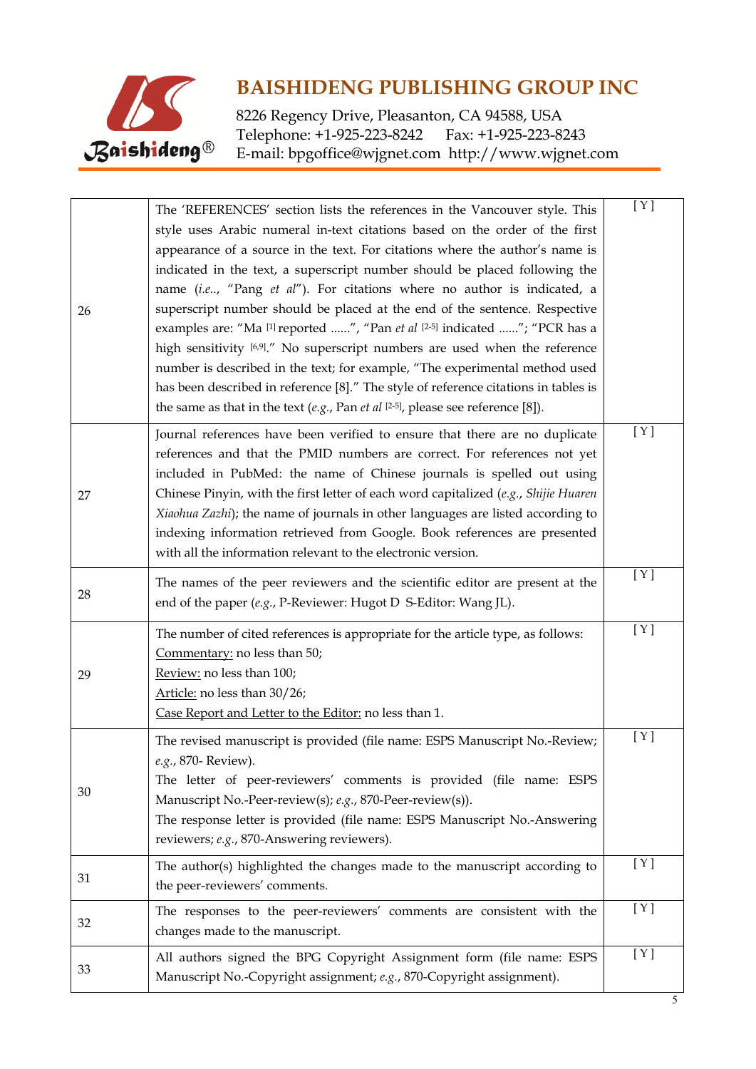| | | |
|---|---|---|
| 26 | The 'REFERENCES' section lists the references in the Vancouver style. This style uses Arabic numeral in-text citations based on the order of the first appearance of a source in the text. For citations where the author's name is indicated in the text, a superscript number should be placed following the name (*i.e.*., "Pang *et al*"). For citations where no author is indicated, a superscript number should be placed at the end of the sentence. Respective examples are: "Ma [1] reported ......", "Pan *et al* [2-5] indicated ......"; "PCR has a high sensitivity [6,9]." No superscript numbers are used when the reference number is described in the text; for example, "The experimental method used has been described in reference [8]." The style of reference citations in tables is the same as that in the text (*e.g.*, Pan *et al* [2-5], please see reference [8]). | [ Y ] |
| 27 | Journal references have been verified to ensure that there are no duplicate references and that the PMID numbers are correct. For references not yet included in PubMed: the name of Chinese journals is spelled out using Chinese Pinyin, with the first letter of each word capitalized (*e.g.*, *Shijie Huaren Xiaohua Zazhi*); the name of journals in other languages are listed according to indexing information retrieved from Google. Book references are presented with all the information relevant to the electronic version. | [ Y ] |
| 28 | The names of the peer reviewers and the scientific editor are present at the end of the paper (*e.g.*, P-Reviewer: Hugot D S-Editor: Wang JL). | [ Y ] |
| 29 | The number of cited references is appropriate for the article type, as follows:<br>Commentary: no less than 50;<br>Review: no less than 100;<br>Article: no less than 30/26;<br>Case Report and Letter to the Editor: no less than 1. | [ Y ] |
| 30 | The revised manuscript is provided (file name: ESPS Manuscript No.-Review; *e.g.*, 870- Review).<br>The letter of peer-reviewers' comments is provided (file name: ESPS Manuscript No.-Peer-review(s); *e.g.*, 870-Peer-review(s)).<br>The response letter is provided (file name: ESPS Manuscript No.-Answering reviewers; *e.g.*, 870-Answering reviewers). | [ Y ] |
| 31 | The author(s) highlighted the changes made to the manuscript according to the peer-reviewers' comments. | [ Y ] |
| 32 | The responses to the peer-reviewers' comments are consistent with the changes made to the manuscript. | [ Y ] |
| 33 | All authors signed the BPG Copyright Assignment form (file name: ESPS Manuscript No.-Copyright assignment; *e.g.*, 870-Copyright assignment). | [ Y ] |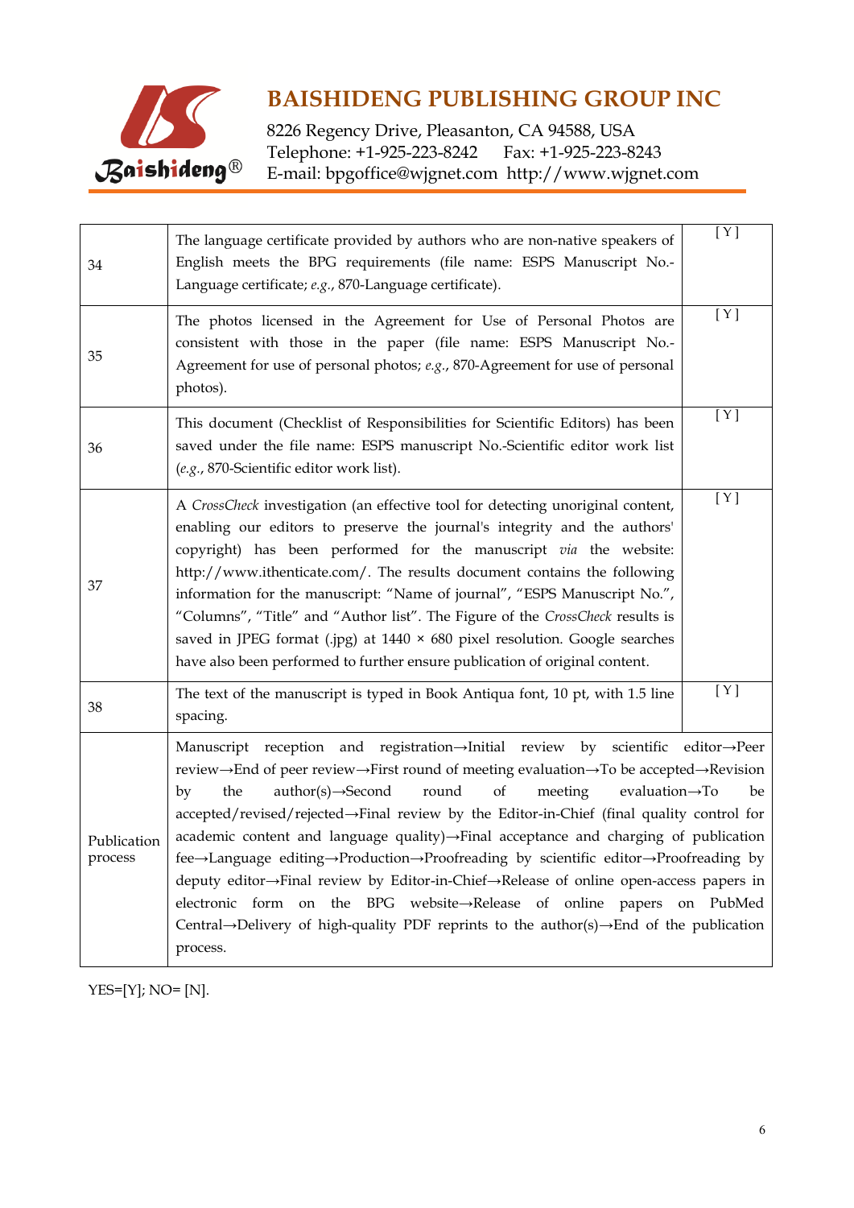| | | |
|---|---|---|
| 34 | The language certificate provided by authors who are non-native speakers of English meets the BPG requirements (file name: ESPS Manuscript No.-Language certificate; *e.g.*, 870-Language certificate). | [Y] |
| 35 | The photos licensed in the Agreement for Use of Personal Photos are consistent with those in the paper (file name: ESPS Manuscript No.-Agreement for use of personal photos; *e.g.*, 870-Agreement for use of personal photos). | [Y] |
| 36 | This document (Checklist of Responsibilities for Scientific Editors) has been saved under the file name: ESPS manuscript No.-Scientific editor work list (*e.g.*, 870-Scientific editor work list). | [Y] |
| 37 | A *CrossCheck* investigation (an effective tool for detecting unoriginal content, enabling our editors to preserve the journal's integrity and the authors' copyright) has been performed for the manuscript *via* the website: http://www.ithenticate.com/. The results document contains the following information for the manuscript: "Name of journal", "ESPS Manuscript No.", "Columns", "Title" and "Author list". The Figure of the *CrossCheck* results is saved in JPEG format (.jpg) at 1440 × 680 pixel resolution. Google searches have also been performed to further ensure publication of original content. | [Y] |
| 38 | The text of the manuscript is typed in Book Antiqua font, 10 pt, with 1.5 line spacing. | [Y] |
| Publication process | Manuscript reception and registration→Initial review by scientific editor→Peer review→End of peer review→First round of meeting evaluation→To be accepted→Revision by the author(s)→Second round of meeting evaluation→To be accepted/revised/rejected→Final review by the Editor-in-Chief (final quality control for academic content and language quality)→Final acceptance and charging of publication fee→Language editing→Production→Proofreading by scientific editor→Proofreading by deputy editor→Final review by Editor-in-Chief→Release of online open-access papers in electronic form on the BPG website→Release of online papers on PubMed Central→Delivery of high-quality PDF reprints to the author(s)→End of the publication process. | |

YES=[Y]; NO= [N].